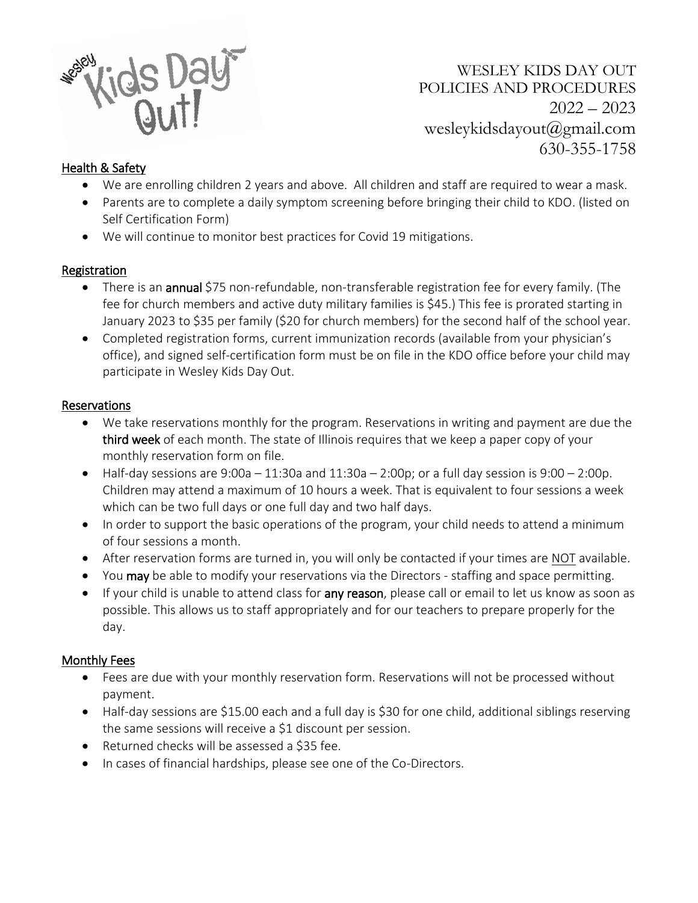# WESLEY KIDS DAY OUT
# POLICIES AND PROCEDURES
## 2022 – 2023

wesleykidsdayout@gmail.com
630-355-1758

## Health & Safety

- We are enrolling children 2 years and above. All children and staff are required to wear a mask.
- Parents are to complete a daily symptom screening before bringing their child to KDO. (listed on Self Certification Form)
- We will continue to monitor best practices for Covid 19 mitigations.

## Registration

- There is an **annual** $75 non-refundable, non-transferable registration fee for every family. (The fee for church members and active duty military families is $45.) This fee is prorated starting in January 2023 to $35 per family ($20 for church members) for the second half of the school year.
- Completed registration forms, current immunization records (available from your physician's office), and signed self-certification form must be on file in the KDO office before your child may participate in Wesley Kids Day Out.

## Reservations

- We take reservations monthly for the program. Reservations in writing and payment are due the **third week** of each month. The state of Illinois requires that we keep a paper copy of your monthly reservation form on file.
- Half-day sessions are 9:00a – 11:30a and 11:30a – 2:00p; or a full day session is 9:00 – 2:00p. Children may attend a maximum of 10 hours a week. That is equivalent to four sessions a week which can be two full days or one full day and two half days.
- In order to support the basic operations of the program, your child needs to attend a minimum of four sessions a month.
- After reservation forms are turned in, you will only be contacted if your times are <u>NOT</u> available.
- You **may** be able to modify your reservations via the Directors - staffing and space permitting.
- If your child is unable to attend class for **any reason**, please call or email to let us know as soon as possible. This allows us to staff appropriately and for our teachers to prepare properly for the day.

## Monthly Fees

- Fees are due with your monthly reservation form. Reservations will not be processed without payment.
- Half-day sessions are $15.00 each and a full day is $30 for one child, additional siblings reserving the same sessions will receive a $1 discount per session.
- Returned checks will be assessed a $35 fee.
- In cases of financial hardships, please see one of the Co-Directors.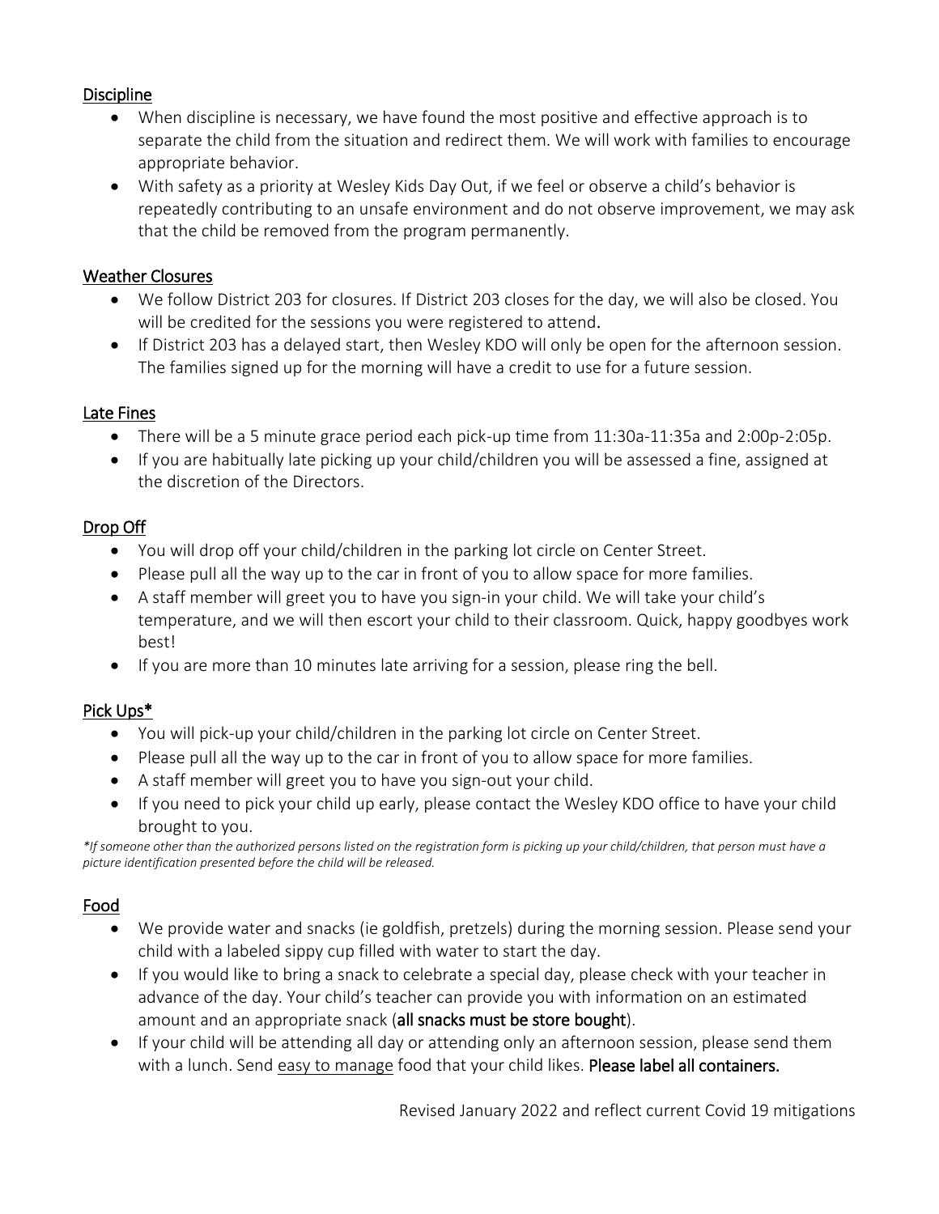## Discipline

- When discipline is necessary, we have found the most positive and effective approach is to separate the child from the situation and redirect them. We will work with families to encourage appropriate behavior.
- With safety as a priority at Wesley Kids Day Out, if we feel or observe a child's behavior is repeatedly contributing to an unsafe environment and do not observe improvement, we may ask that the child be removed from the program permanently.

## Weather Closures

- We follow District 203 for closures. If District 203 closes for the day, we will also be closed. You will be credited for the sessions you were registered to attend.
- If District 203 has a delayed start, then Wesley KDO will only be open for the afternoon session. The families signed up for the morning will have a credit to use for a future session.

## Late Fines

- There will be a 5 minute grace period each pick-up time from 11:30a-11:35a and 2:00p-2:05p.
- If you are habitually late picking up your child/children you will be assessed a fine, assigned at the discretion of the Directors.

## Drop Off

- You will drop off your child/children in the parking lot circle on Center Street.
- Please pull all the way up to the car in front of you to allow space for more families.
- A staff member will greet you to have you sign-in your child. We will take your child's temperature, and we will then escort your child to their classroom. Quick, happy goodbyes work best!
- If you are more than 10 minutes late arriving for a session, please ring the bell.

## Pick Ups*

- You will pick-up your child/children in the parking lot circle on Center Street.
- Please pull all the way up to the car in front of you to allow space for more families.
- A staff member will greet you to have you sign-out your child.
- If you need to pick your child up early, please contact the Wesley KDO office to have your child brought to you.

*\*If someone other than the authorized persons listed on the registration form is picking up your child/children, that person must have a picture identification presented before the child will be released.*

## Food

- We provide water and snacks (ie goldfish, pretzels) during the morning session. Please send your child with a labeled sippy cup filled with water to start the day.
- If you would like to bring a snack to celebrate a special day, please check with your teacher in advance of the day. Your child's teacher can provide you with information on an estimated amount and an appropriate snack (**all snacks must be store bought**).
- If your child will be attending all day or attending only an afternoon session, please send them with a lunch. Send <u>easy to manage</u> food that your child likes. **Please label all containers.**

Revised January 2022 and reflect current Covid 19 mitigations